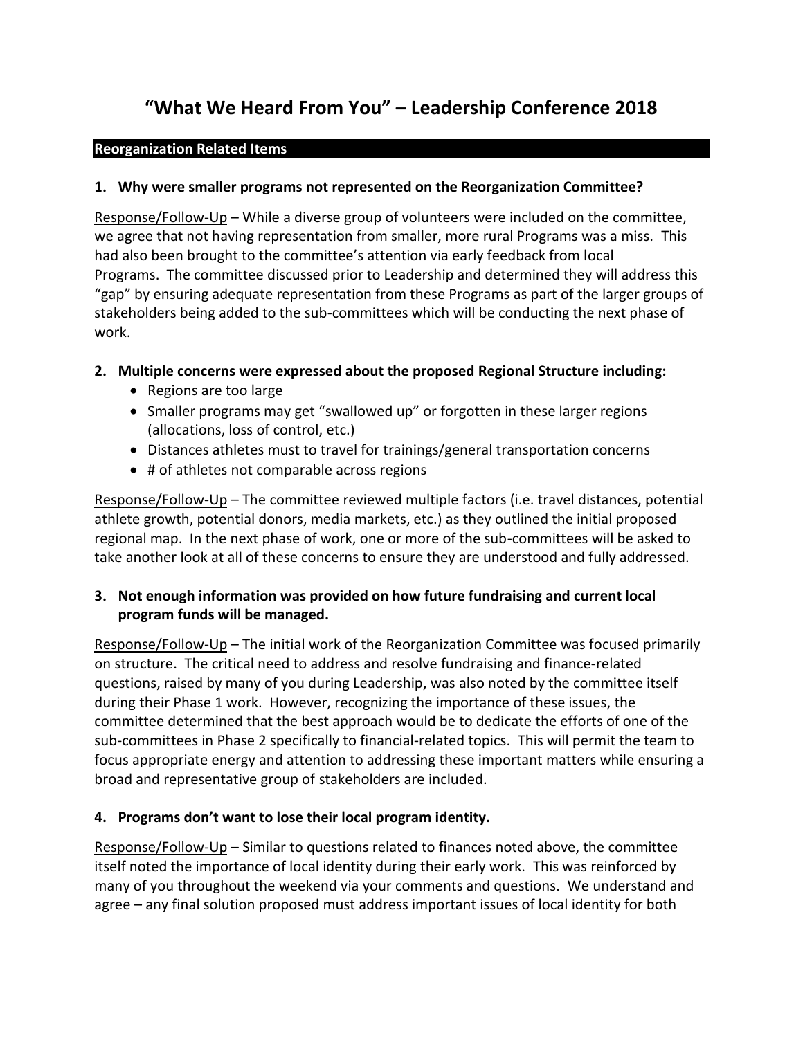# "What We Heard From You" – Leadership Conference 2018

## Reorganization Related Items

### 1. Why were smaller programs not represented on the Reorganization Committee?

Response/Follow-Up – While a diverse group of volunteers were included on the committee, we agree that not having representation from smaller, more rural Programs was a miss. This had also been brought to the committee's attention via early feedback from local Programs. The committee discussed prior to Leadership and determined they will address this "gap" by ensuring adequate representation from these Programs as part of the larger groups of stakeholders being added to the sub-committees which will be conducting the next phase of work.

### 2. Multiple concerns were expressed about the proposed Regional Structure including:

- Regions are too large
- Smaller programs may get "swallowed up" or forgotten in these larger regions (allocations, loss of control, etc.)
- Distances athletes must to travel for trainings/general transportation concerns
- # of athletes not comparable across regions

Response/Follow-Up – The committee reviewed multiple factors (i.e. travel distances, potential athlete growth, potential donors, media markets, etc.) as they outlined the initial proposed regional map. In the next phase of work, one or more of the sub-committees will be asked to take another look at all of these concerns to ensure they are understood and fully addressed.

### 3. Not enough information was provided on how future fundraising and current local program funds will be managed.

Response/Follow-Up – The initial work of the Reorganization Committee was focused primarily on structure. The critical need to address and resolve fundraising and finance-related questions, raised by many of you during Leadership, was also noted by the committee itself during their Phase 1 work. However, recognizing the importance of these issues, the committee determined that the best approach would be to dedicate the efforts of one of the sub-committees in Phase 2 specifically to financial-related topics. This will permit the team to focus appropriate energy and attention to addressing these important matters while ensuring a broad and representative group of stakeholders are included.

### 4. Programs don't want to lose their local program identity.

Response/Follow-Up – Similar to questions related to finances noted above, the committee itself noted the importance of local identity during their early work. This was reinforced by many of you throughout the weekend via your comments and questions. We understand and agree – any final solution proposed must address important issues of local identity for both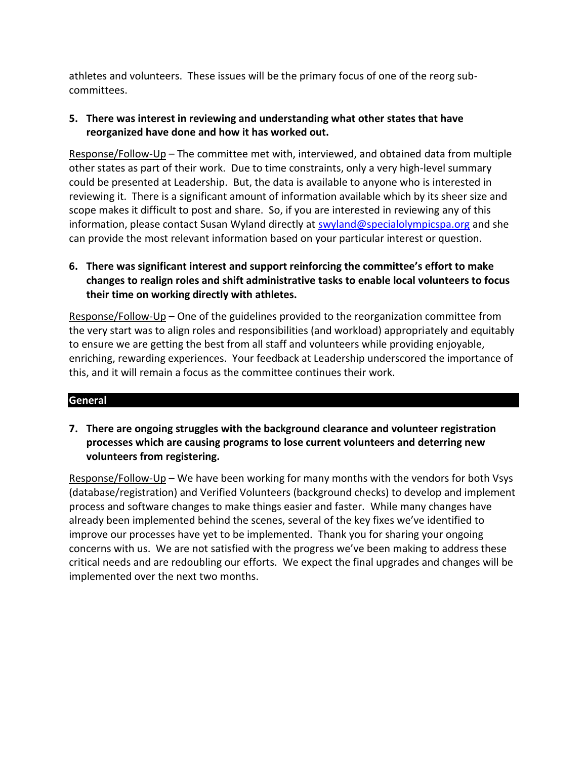athletes and volunteers. These issues will be the primary focus of one of the reorg sub-committees.

**5. There was interest in reviewing and understanding what other states that have reorganized have done and how it has worked out.**

Response/Follow-Up – The committee met with, interviewed, and obtained data from multiple other states as part of their work. Due to time constraints, only a very high-level summary could be presented at Leadership. But, the data is available to anyone who is interested in reviewing it. There is a significant amount of information available which by its sheer size and scope makes it difficult to post and share. So, if you are interested in reviewing any of this information, please contact Susan Wyland directly at [swyland@specialolympicspa.org](mailto:swyland@specialolympicspa.org) and she can provide the most relevant information based on your particular interest or question.

**6. There was significant interest and support reinforcing the committee's effort to make changes to realign roles and shift administrative tasks to enable local volunteers to focus their time on working directly with athletes.**

Response/Follow-Up – One of the guidelines provided to the reorganization committee from the very start was to align roles and responsibilities (and workload) appropriately and equitably to ensure we are getting the best from all staff and volunteers while providing enjoyable, enriching, rewarding experiences. Your feedback at Leadership underscored the importance of this, and it will remain a focus as the committee continues their work.

## General

**7. There are ongoing struggles with the background clearance and volunteer registration processes which are causing programs to lose current volunteers and deterring new volunteers from registering.**

Response/Follow-Up – We have been working for many months with the vendors for both Vsys (database/registration) and Verified Volunteers (background checks) to develop and implement process and software changes to make things easier and faster. While many changes have already been implemented behind the scenes, several of the key fixes we've identified to improve our processes have yet to be implemented. Thank you for sharing your ongoing concerns with us. We are not satisfied with the progress we've been making to address these critical needs and are redoubling our efforts. We expect the final upgrades and changes will be implemented over the next two months.